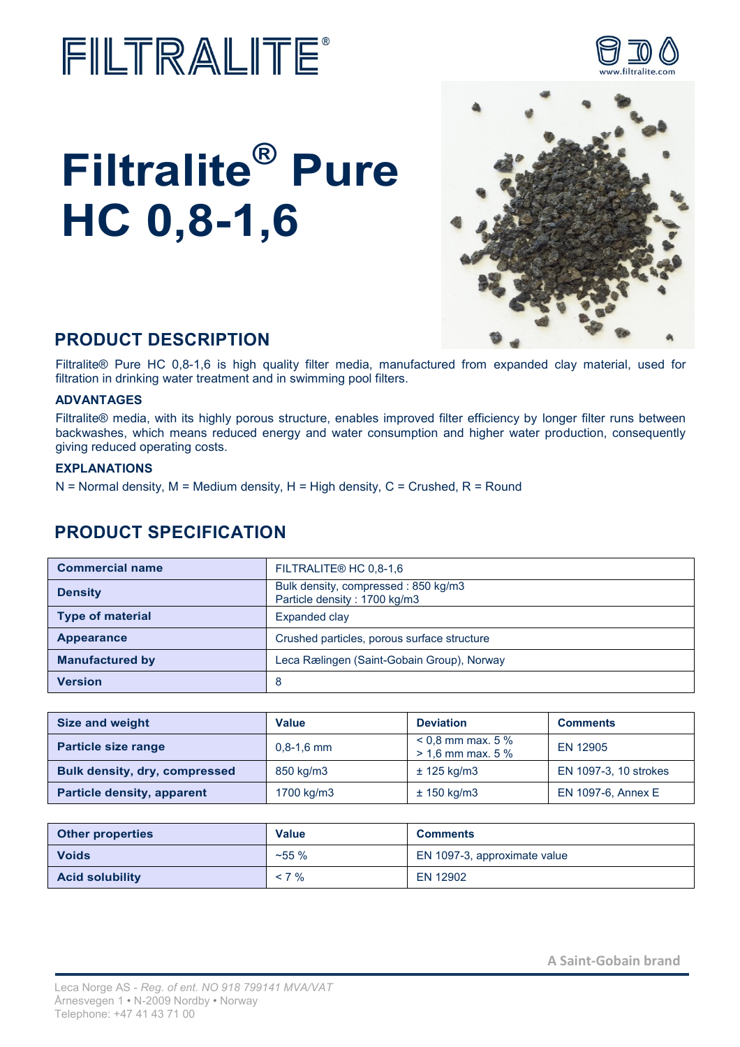# FILTRALITE®

# Filtralite® Pure HC 0,8-1,6

## PRODUCT DESCRIPTION

Filtralite® Pure HC 0,8-1,6 is high quality filter media, manufactured from expanded clay material, used for filtration in drinking water treatment and in swimming pool filters.

### ADVANTAGES

Filtralite® media, with its highly porous structure, enables improved filter efficiency by longer filter runs between backwashes, which means reduced energy and water consumption and higher water production, consequently giving reduced operating costs.

### EXPLANATIONS

N = Normal density, M = Medium density, H = High density, C = Crushed, R = Round

## PRODUCT SPECIFICATION

| Commercial name | FILTRALITE® HC 0,8-1,6 |
|---|---|
| Density | Bulk density, compressed : 850 kg/m3<br>Particle density : 1700 kg/m3 |
| Type of material | Expanded clay |
| Appearance | Crushed particles, porous surface structure |
| Manufactured by | Leca Rælingen (Saint-Gobain Group), Norway |
| Version | 8 |

| Size and weight | Value | Deviation | Comments |
|---|---|---|---|
| Particle size range | 0,8-1,6 mm | < 0,8 mm max. 5 %<br>> 1,6 mm max. 5 % | EN 12905 |
| Bulk density, dry, compressed | 850 kg/m3 | ± 125 kg/m3 | EN 1097-3, 10 strokes |
| Particle density, apparent | 1700 kg/m3 | ± 150 kg/m3 | EN 1097-6, Annex E |

| Other properties | Value | Comments |
|---|---|---|
| Voids | ~55 % | EN 1097-3, approximate value |
| Acid solubility | < 7 % | EN 12902 |

A Saint-Gobain brand

Leca Norge AS - *Reg. of ent. NO 918 799141 MVA/VAT*
Årnesvegen 1 • N-2009 Nordby • Norway
Telephone: +47 41 43 71 00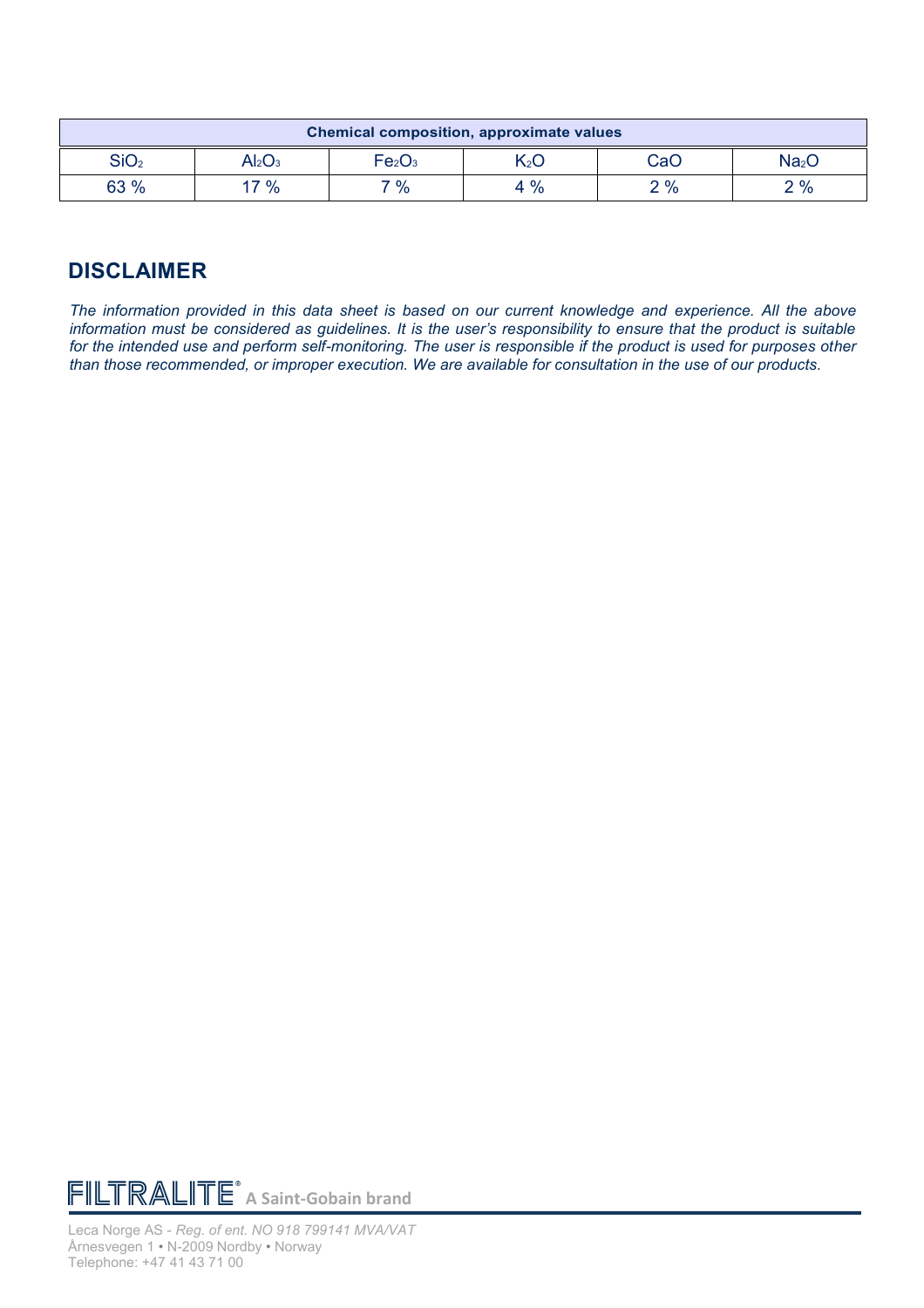| Chemical composition, approximate values | | | | | |
|---|---|---|---|---|---|
| $SiO_2$ | $Al_2O_3$ | $Fe_2O_3$ | $K_2O$ | $CaO$ | $Na_2O$ |
| 63 % | 17 % | 7 % | 4 % | 2 % | 2 % |

## DISCLAIMER

*The information provided in this data sheet is based on our current knowledge and experience. All the above information must be considered as guidelines. It is the user's responsibility to ensure that the product is suitable for the intended use and perform self-monitoring. The user is responsible if the product is used for purposes other than those recommended, or improper execution. We are available for consultation in the use of our products.*

FILTRALITE® A Saint-Gobain brand

Leca Norge AS - *Reg. of ent. NO 918 799141 MVA/VAT*
Årnesvegen 1 • N-2009 Nordby • Norway
Telephone: +47 41 43 71 00